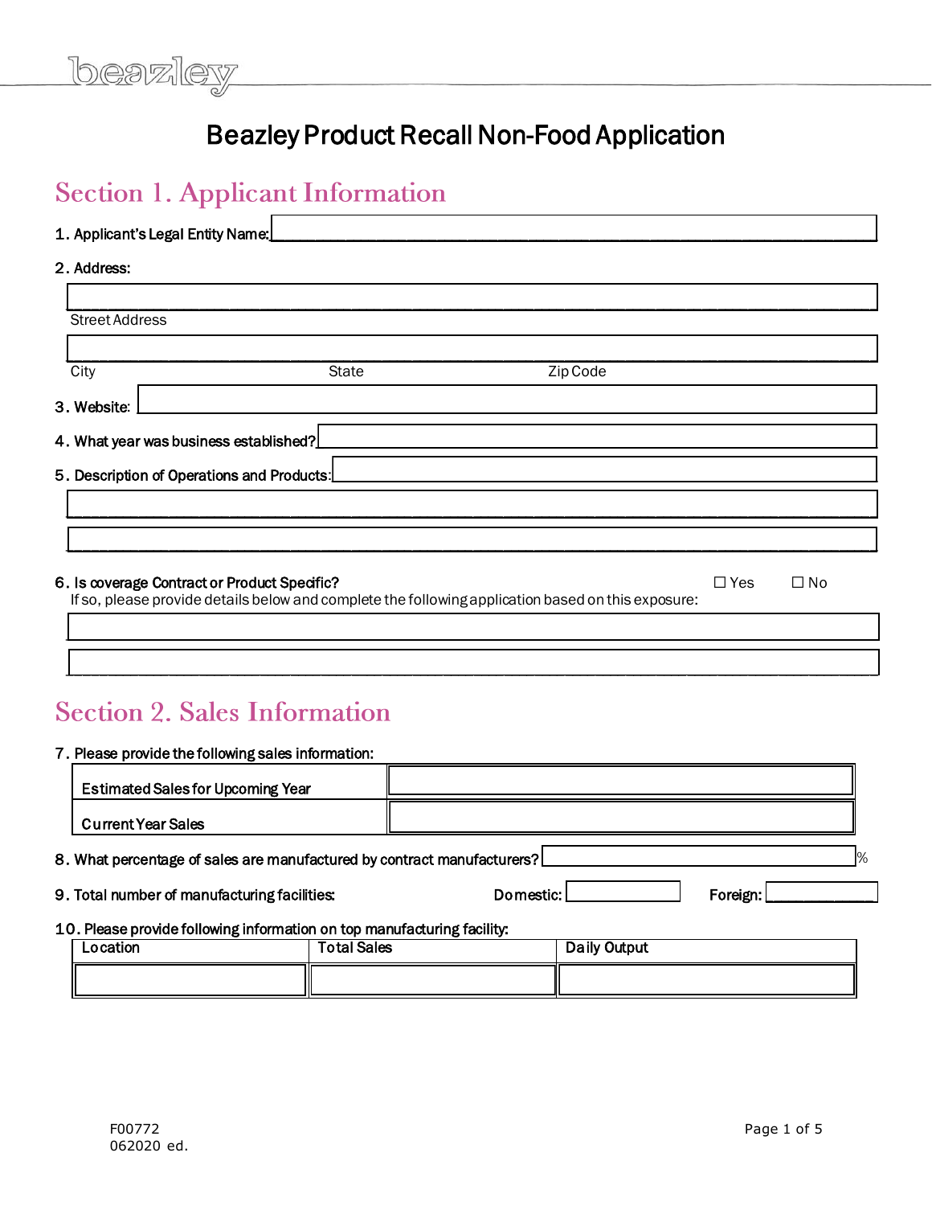beazley

# Beazley Product Recall Non-Food Application

## Section 1. Applicant Information

1. Applicant's Legal Entity Name:

2. Address:

Street Address

City　　State　　Zip Code

3. Website:

4. What year was business established?

5. Description of Operations and Products:

6. Is coverage Contract or Product Specific? ☐ Yes ☐ No
If so, please provide details below and complete the following application based on this exposure:

## Section 2. Sales Information

7. Please provide the following sales information:

| Estimated Sales for Upcoming Year | |
|---|---|
| Current Year Sales | |

8. What percentage of sales are manufactured by contract manufacturers? %

9. Total number of manufacturing facilities: Domestic: Foreign:

10. Please provide following information on top manufacturing facility:

| Location | Total Sales | Daily Output |
|---|---|---|
| | | |

F00772
062020 ed.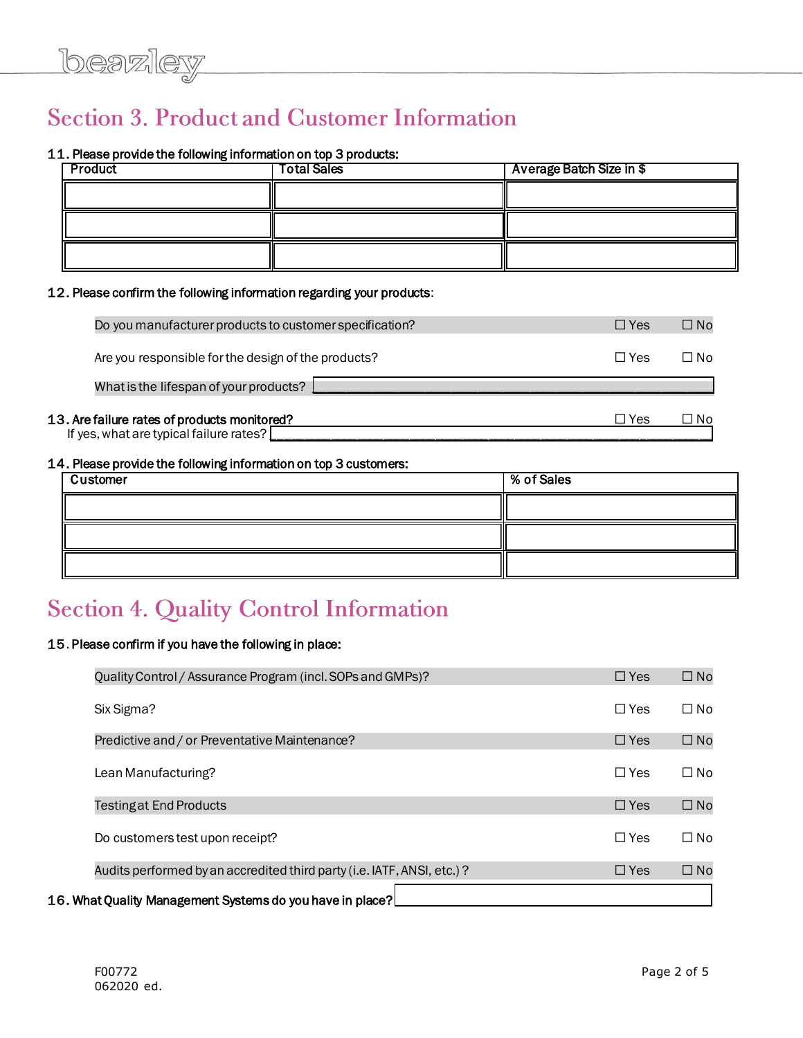## Section 3. Product and Customer Information

**11. Please provide the following information on top 3 products:**

| Product | Total Sales | Average Batch Size in $ |
|---|---|---|
| | | |
| | | |
| | | |

**12. Please confirm the following information regarding your products:**

| | | |
|---|---|---|
| Do you manufacturer products to customer specification? | ☐ Yes | ☐ No |
| Are you responsible for the design of the products? | ☐ Yes | ☐ No |
| What is the lifespan of your products? ______________________ | | |

**13. Are failure rates of products monitored?** ☐ Yes ☐ No

If yes, what are typical failure rates? ______________________

**14. Please provide the following information on top 3 customers:**

| Customer | % of Sales |
|---|---|
| | |
| | |
| | |

## Section 4. Quality Control Information

**15. Please confirm if you have the following in place:**

| | | |
|---|---|---|
| Quality Control / Assurance Program (incl. SOPs and GMPs)? | ☐ Yes | ☐ No |
| Six Sigma? | ☐ Yes | ☐ No |
| Predictive and / or Preventative Maintenance? | ☐ Yes | ☐ No |
| Lean Manufacturing? | ☐ Yes | ☐ No |
| Testing at End Products | ☐ Yes | ☐ No |
| Do customers test upon receipt? | ☐ Yes | ☐ No |
| Audits performed by an accredited third party (i.e. IATF, ANSI, etc.) ? | ☐ Yes | ☐ No |

**16. What Quality Management Systems do you have in place?** ______________________

F00772
062020 ed.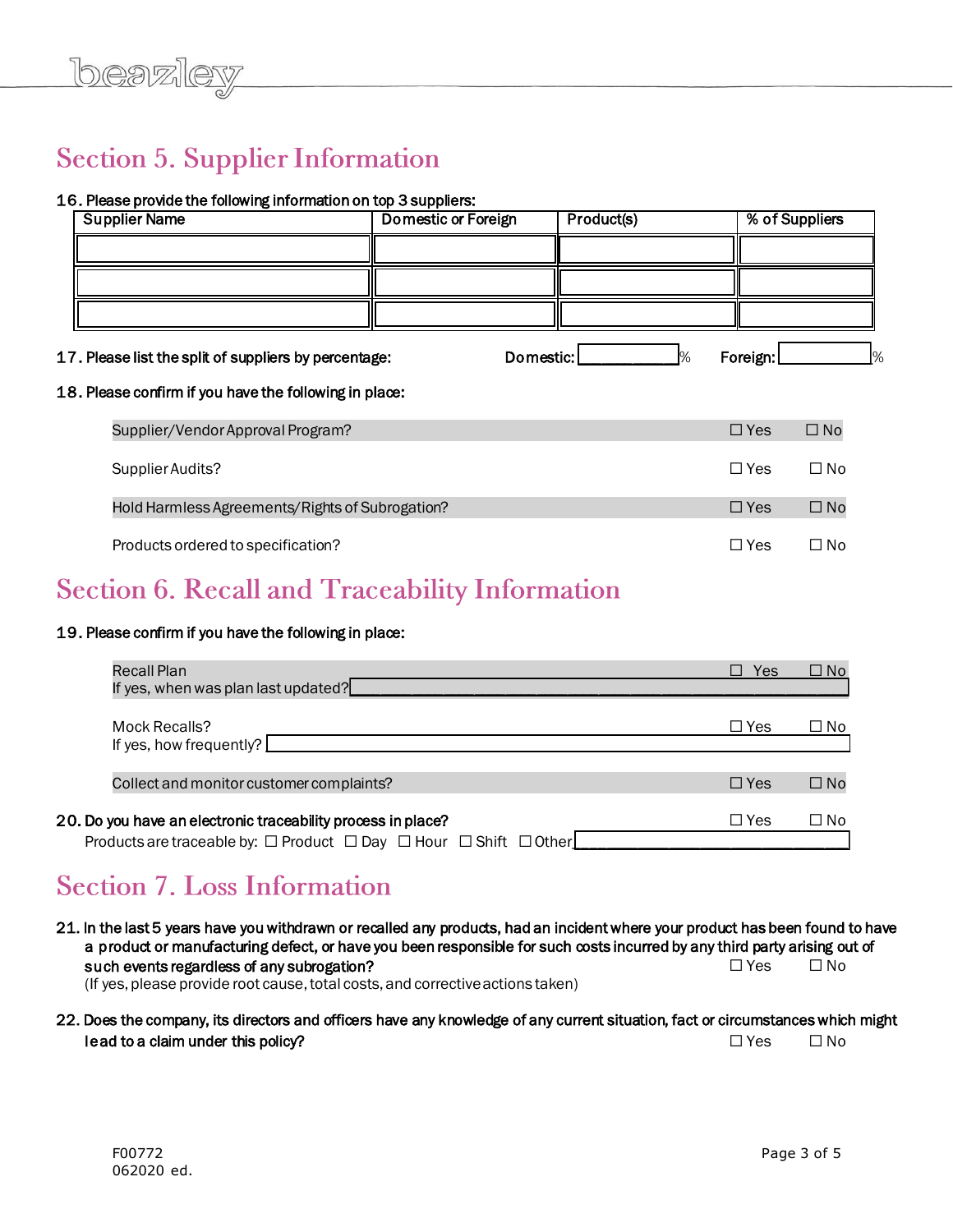## Section 5. Supplier Information

**16. Please provide the following information on top 3 suppliers:**

| Supplier Name | Domestic or Foreign | Product(s) | % of Suppliers |
|---|---|---|---|
| | | | |
| | | | |
| | | | |

**17. Please list the split of suppliers by percentage:** Domestic: ______ % Foreign: ______ %

**18. Please confirm if you have the following in place:**

| | | |
|---|---|---|
| Supplier/Vendor Approval Program? | ☐ Yes | ☐ No |
| Supplier Audits? | ☐ Yes | ☐ No |
| Hold Harmless Agreements/Rights of Subrogation? | ☐ Yes | ☐ No |
| Products ordered to specification? | ☐ Yes | ☐ No |

## Section 6. Recall and Traceability Information

**19. Please confirm if you have the following in place:**

| | | |
|---|---|---|
| Recall Plan<br>If yes, when was plan last updated? ______ | ☐ Yes | ☐ No |
| Mock Recalls?<br>If yes, how frequently? ______ | ☐ Yes | ☐ No |
| Collect and monitor customer complaints? | ☐ Yes | ☐ No |

**20. Do you have an electronic traceability process in place?** ☐ Yes ☐ No

Products are traceable by: ☐ Product ☐ Day ☐ Hour ☐ Shift ☐ Other ______

## Section 7. Loss Information

**21. In the last 5 years have you withdrawn or recalled any products, had an incident where your product has been found to have a product or manufacturing defect, or have you been responsible for such costs incurred by any third party arising out of such events regardless of any subrogation?** ☐ Yes ☐ No

(If yes, please provide root cause, total costs, and corrective actions taken)

**22. Does the company, its directors and officers have any knowledge of any current situation, fact or circumstances which might lead to a claim under this policy?** ☐ Yes ☐ No

F00772
062020 ed.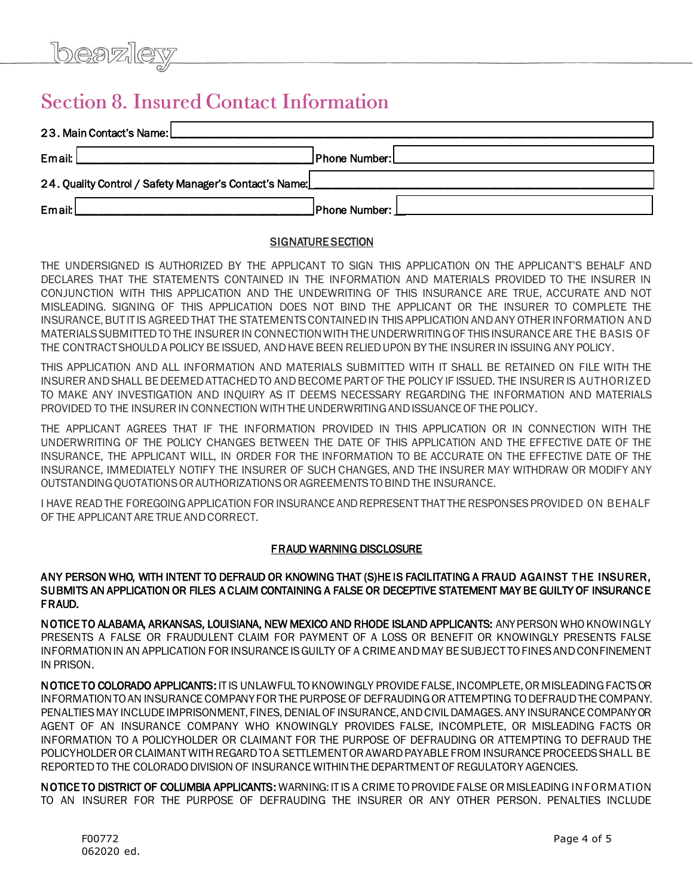## Section 8. Insured Contact Information

23. Main Contact's Name: ____________________

Email: ____________________ Phone Number: ____________________

24. Quality Control / Safety Manager's Contact's Name: ____________________

Email: ____________________ Phone Number: ____________________

**SIGNATURE SECTION**

THE UNDERSIGNED IS AUTHORIZED BY THE APPLICANT TO SIGN THIS APPLICATION ON THE APPLICANT'S BEHALF AND DECLARES THAT THE STATEMENTS CONTAINED IN THE INFORMATION AND MATERIALS PROVIDED TO THE INSURER IN CONJUNCTION WITH THIS APPLICATION AND THE UNDEWRITING OF THIS INSURANCE ARE TRUE, ACCURATE AND NOT MISLEADING. SIGNING OF THIS APPLICATION DOES NOT BIND THE APPLICANT OR THE INSURER TO COMPLETE THE INSURANCE, BUT IT IS AGREED THAT THE STATEMENTS CONTAINED IN THIS APPLICATION AND ANY OTHER INFORMATION AND MATERIALS SUBMITTED TO THE INSURER IN CONNECTION WITH THE UNDERWRITING OF THIS INSURANCE ARE THE BASIS OF THE CONTRACT SHOULD A POLICY BE ISSUED, AND HAVE BEEN RELIED UPON BY THE INSURER IN ISSUING ANY POLICY.

THIS APPLICATION AND ALL INFORMATION AND MATERIALS SUBMITTED WITH IT SHALL BE RETAINED ON FILE WITH THE INSURER AND SHALL BE DEEMED ATTACHED TO AND BECOME PART OF THE POLICY IF ISSUED. THE INSURER IS AUTHORIZED TO MAKE ANY INVESTIGATION AND INQUIRY AS IT DEEMS NECESSARY REGARDING THE INFORMATION AND MATERIALS PROVIDED TO THE INSURER IN CONNECTION WITH THE UNDERWRITING AND ISSUANCE OF THE POLICY.

THE APPLICANT AGREES THAT IF THE INFORMATION PROVIDED IN THIS APPLICATION OR IN CONNECTION WITH THE UNDERWRITING OF THE POLICY CHANGES BETWEEN THE DATE OF THIS APPLICATION AND THE EFFECTIVE DATE OF THE INSURANCE, THE APPLICANT WILL, IN ORDER FOR THE INFORMATION TO BE ACCURATE ON THE EFFECTIVE DATE OF THE INSURANCE, IMMEDIATELY NOTIFY THE INSURER OF SUCH CHANGES, AND THE INSURER MAY WITHDRAW OR MODIFY ANY OUTSTANDING QUOTATIONS OR AUTHORIZATIONS OR AGREEMENTS TO BIND THE INSURANCE.

I HAVE READ THE FOREGOING APPLICATION FOR INSURANCE AND REPRESENT THAT THE RESPONSES PROVIDED ON BEHALF OF THE APPLICANT ARE TRUE AND CORRECT.

**FRAUD WARNING DISCLOSURE**

**ANY PERSON WHO, WITH INTENT TO DEFRAUD OR KNOWING THAT (S)HE IS FACILITATING A FRAUD AGAINST THE INSURER, SUBMITS AN APPLICATION OR FILES A CLAIM CONTAINING A FALSE OR DECEPTIVE STATEMENT MAY BE GUILTY OF INSURANCE FRAUD.**

**NOTICE TO ALABAMA, ARKANSAS, LOUISIANA, NEW MEXICO AND RHODE ISLAND APPLICANTS:** ANY PERSON WHO KNOWINGLY PRESENTS A FALSE OR FRAUDULENT CLAIM FOR PAYMENT OF A LOSS OR BENEFIT OR KNOWINGLY PRESENTS FALSE INFORMATION IN AN APPLICATION FOR INSURANCE IS GUILTY OF A CRIME AND MAY BE SUBJECT TO FINES AND CONFINEMENT IN PRISON.

**NOTICE TO COLORADO APPLICANTS:** IT IS UNLAWFUL TO KNOWINGLY PROVIDE FALSE, INCOMPLETE, OR MISLEADING FACTS OR INFORMATION TO AN INSURANCE COMPANY FOR THE PURPOSE OF DEFRAUDING OR ATTEMPTING TO DEFRAUD THE COMPANY. PENALTIES MAY INCLUDE IMPRISONMENT, FINES, DENIAL OF INSURANCE, AND CIVIL DAMAGES. ANY INSURANCE COMPANY OR AGENT OF AN INSURANCE COMPANY WHO KNOWINGLY PROVIDES FALSE, INCOMPLETE, OR MISLEADING FACTS OR INFORMATION TO A POLICYHOLDER OR CLAIMANT FOR THE PURPOSE OF DEFRAUDING OR ATTEMPTING TO DEFRAUD THE POLICYHOLDER OR CLAIMANT WITH REGARD TO A SETTLEMENT OR AWARD PAYABLE FROM INSURANCE PROCEEDS SHALL BE REPORTED TO THE COLORADO DIVISION OF INSURANCE WITHIN THE DEPARTMENT OF REGULATORY AGENCIES.

**NOTICE TO DISTRICT OF COLUMBIA APPLICANTS:** WARNING: IT IS A CRIME TO PROVIDE FALSE OR MISLEADING INFORMATION TO AN INSURER FOR THE PURPOSE OF DEFRAUDING THE INSURER OR ANY OTHER PERSON. PENALTIES INCLUDE

F00772
062020 ed.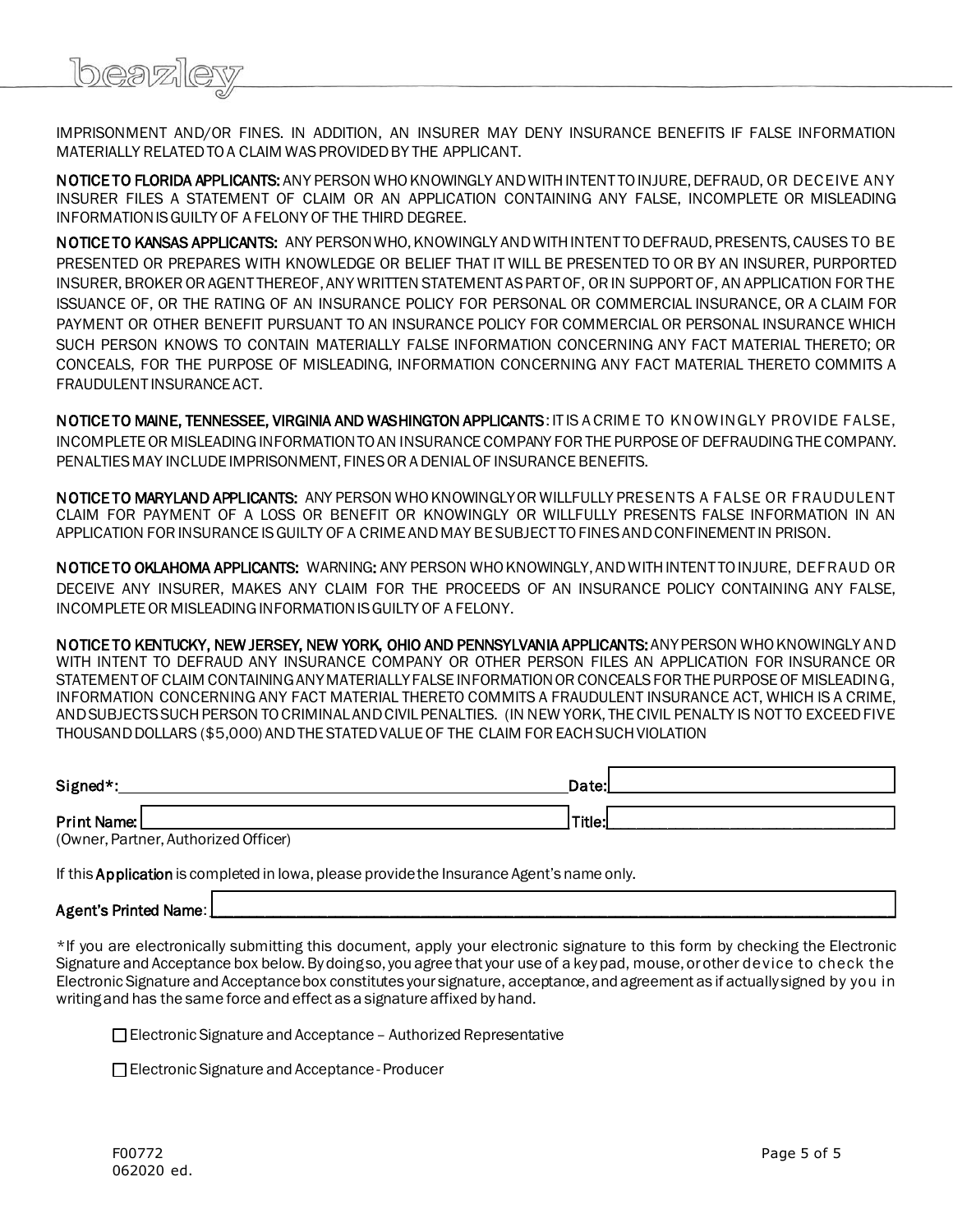IMPRISONMENT AND/OR FINES. IN ADDITION, AN INSURER MAY DENY INSURANCE BENEFITS IF FALSE INFORMATION MATERIALLY RELATED TO A CLAIM WAS PROVIDED BY THE APPLICANT.

**NOTICE TO FLORIDA APPLICANTS:** ANY PERSON WHO KNOWINGLY AND WITH INTENT TO INJURE, DEFRAUD, OR DECEIVE ANY INSURER FILES A STATEMENT OF CLAIM OR AN APPLICATION CONTAINING ANY FALSE, INCOMPLETE OR MISLEADING INFORMATION IS GUILTY OF A FELONY OF THE THIRD DEGREE.

**NOTICE TO KANSAS APPLICANTS:** ANY PERSON WHO, KNOWINGLY AND WITH INTENT TO DEFRAUD, PRESENTS, CAUSES TO BE PRESENTED OR PREPARES WITH KNOWLEDGE OR BELIEF THAT IT WILL BE PRESENTED TO OR BY AN INSURER, PURPORTED INSURER, BROKER OR AGENT THEREOF, ANY WRITTEN STATEMENT AS PART OF, OR IN SUPPORT OF, AN APPLICATION FOR THE ISSUANCE OF, OR THE RATING OF AN INSURANCE POLICY FOR PERSONAL OR COMMERCIAL INSURANCE, OR A CLAIM FOR PAYMENT OR OTHER BENEFIT PURSUANT TO AN INSURANCE POLICY FOR COMMERCIAL OR PERSONAL INSURANCE WHICH SUCH PERSON KNOWS TO CONTAIN MATERIALLY FALSE INFORMATION CONCERNING ANY FACT MATERIAL THERETO; OR CONCEALS, FOR THE PURPOSE OF MISLEADING, INFORMATION CONCERNING ANY FACT MATERIAL THERETO COMMITS A FRAUDULENT INSURANCE ACT.

**NOTICE TO MAINE, TENNESSEE, VIRGINIA AND WASHINGTON APPLICANTS**: IT IS A CRIME TO KNOWINGLY PROVIDE FALSE, INCOMPLETE OR MISLEADING INFORMATION TO AN INSURANCE COMPANY FOR THE PURPOSE OF DEFRAUDING THE COMPANY. PENALTIES MAY INCLUDE IMPRISONMENT, FINES OR A DENIAL OF INSURANCE BENEFITS.

**NOTICE TO MARYLAND APPLICANTS:** ANY PERSON WHO KNOWINGLY OR WILLFULLY PRESENTS A FALSE OR FRAUDULENT CLAIM FOR PAYMENT OF A LOSS OR BENEFIT OR KNOWINGLY OR WILLFULLY PRESENTS FALSE INFORMATION IN AN APPLICATION FOR INSURANCE IS GUILTY OF A CRIME AND MAY BE SUBJECT TO FINES AND CONFINEMENT IN PRISON.

**NOTICE TO OKLAHOMA APPLICANTS:** WARNING: ANY PERSON WHO KNOWINGLY, AND WITH INTENT TO INJURE, DEFRAUD OR DECEIVE ANY INSURER, MAKES ANY CLAIM FOR THE PROCEEDS OF AN INSURANCE POLICY CONTAINING ANY FALSE, INCOMPLETE OR MISLEADING INFORMATION IS GUILTY OF A FELONY.

**NOTICE TO KENTUCKY, NEW JERSEY, NEW YORK, OHIO AND PENNSYLVANIA APPLICANTS:** ANY PERSON WHO KNOWINGLY AND WITH INTENT TO DEFRAUD ANY INSURANCE COMPANY OR OTHER PERSON FILES AN APPLICATION FOR INSURANCE OR STATEMENT OF CLAIM CONTAINING ANY MATERIALLY FALSE INFORMATION OR CONCEALS FOR THE PURPOSE OF MISLEADING, INFORMATION CONCERNING ANY FACT MATERIAL THERETO COMMITS A FRAUDULENT INSURANCE ACT, WHICH IS A CRIME, AND SUBJECTS SUCH PERSON TO CRIMINAL AND CIVIL PENALTIES. (IN NEW YORK, THE CIVIL PENALTY IS NOT TO EXCEED FIVE THOUSAND DOLLARS ($5,000) AND THE STATED VALUE OF THE CLAIM FOR EACH SUCH VIOLATION

**Signed*:** ______________________________ **Date:** ______________________

**Print Name:** ______________________________ **Title:** ______________________
(Owner, Partner, Authorized Officer)

If this **Application** is completed in Iowa, please provide the Insurance Agent's name only.

**Agent's Printed Name**: ______________________________

*If you are electronically submitting this document, apply your electronic signature to this form by checking the Electronic Signature and Acceptance box below. By doing so, you agree that your use of a key pad, mouse, or other device to check the Electronic Signature and Acceptance box constitutes your signature, acceptance, and agreement as if actually signed by you in writing and has the same force and effect as a signature affixed by hand.

☐ Electronic Signature and Acceptance – Authorized Representative

☐ Electronic Signature and Acceptance - Producer

F00772
062020 ed.